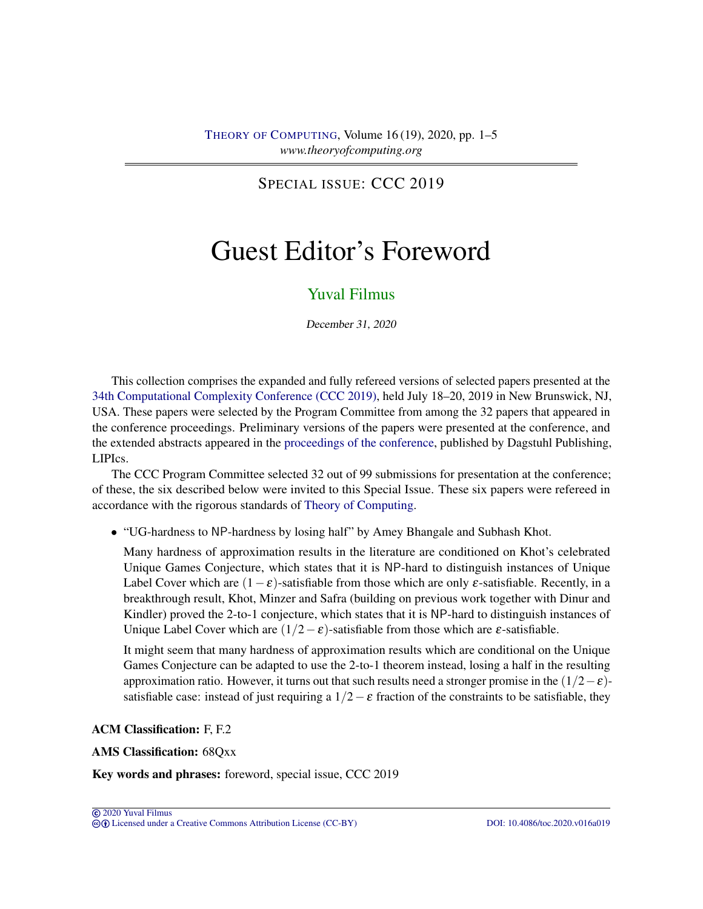SPECIAL ISSUE: CCC 2019

# Guest Editor's Foreword

Yuval Filmus

December 31, 2020

This collection comprises the expanded and fully refereed versions of selected papers presented at the 34th Computational Complexity Conference (CCC 2019), held July 18–20, 2019 in New Brunswick, NJ, USA. These papers were selected by the Program Committee from among the 32 papers that appeared in the conference proceedings. Preliminary versions of the papers were presented at the conference, and the extended abstracts appeared in the proceedings of the conference, published by Dagstuhl Publishing, LIPIcs.

The CCC Program Committee selected 32 out of 99 submissions for presentation at the conference; of these, the six described below were invited to this Special Issue. These six papers were refereed in accordance with the rigorous standards of Theory of Computing.

- "UG-hardness to NP-hardness by losing half" by Amey Bhangale and Subhash Khot.

  Many hardness of approximation results in the literature are conditioned on Khot's celebrated Unique Games Conjecture, which states that it is NP-hard to distinguish instances of Unique Label Cover which are $(1-\varepsilon)$-satisfiable from those which are only $\varepsilon$-satisfiable. Recently, in a breakthrough result, Khot, Minzer and Safra (building on previous work together with Dinur and Kindler) proved the 2-to-1 conjecture, which states that it is NP-hard to distinguish instances of Unique Label Cover which are $(1/2-\varepsilon)$-satisfiable from those which are $\varepsilon$-satisfiable.

  It might seem that many hardness of approximation results which are conditional on the Unique Games Conjecture can be adapted to use the 2-to-1 theorem instead, losing a half in the resulting approximation ratio. However, it turns out that such results need a stronger promise in the $(1/2-\varepsilon)$-satisfiable case: instead of just requiring a $1/2-\varepsilon$ fraction of the constraints to be satisfiable, they

**ACM Classification:** F, F.2

**AMS Classification:** 68Qxx

**Key words and phrases:** foreword, special issue, CCC 2019

© 2020 Yuval Filmus
Licensed under a Creative Commons Attribution License (CC-BY)

DOI: 10.4086/toc.2020.v016a019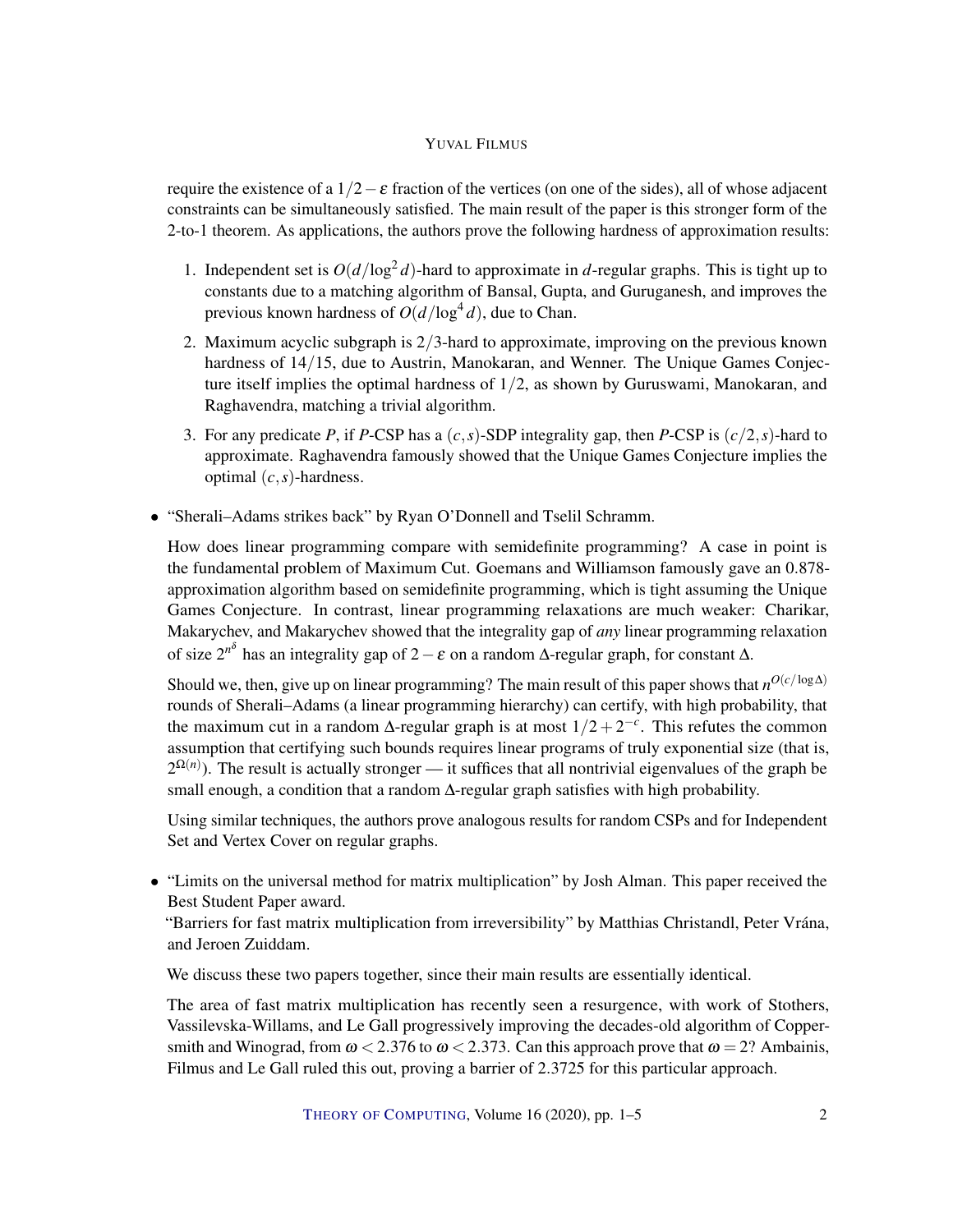require the existence of a $1/2-\varepsilon$ fraction of the vertices (on one of the sides), all of whose adjacent constraints can be simultaneously satisfied. The main result of the paper is this stronger form of the 2-to-1 theorem. As applications, the authors prove the following hardness of approximation results:

1. Independent set is $O(d/\log^2 d)$-hard to approximate in $d$-regular graphs. This is tight up to constants due to a matching algorithm of Bansal, Gupta, and Guruganesh, and improves the previous known hardness of $O(d/\log^4 d)$, due to Chan.
2. Maximum acyclic subgraph is $2/3$-hard to approximate, improving on the previous known hardness of $14/15$, due to Austrin, Manokaran, and Wenner. The Unique Games Conjecture itself implies the optimal hardness of $1/2$, as shown by Guruswami, Manokaran, and Raghavendra, matching a trivial algorithm.
3. For any predicate $P$, if $P$-CSP has a $(c,s)$-SDP integrality gap, then $P$-CSP is $(c/2,s)$-hard to approximate. Raghavendra famously showed that the Unique Games Conjecture implies the optimal $(c,s)$-hardness.

- "Sherali–Adams strikes back" by Ryan O'Donnell and Tselil Schramm.

  How does linear programming compare with semidefinite programming? A case in point is the fundamental problem of Maximum Cut. Goemans and Williamson famously gave an 0.878-approximation algorithm based on semidefinite programming, which is tight assuming the Unique Games Conjecture. In contrast, linear programming relaxations are much weaker: Charikar, Makarychev, and Makarychev showed that the integrality gap of *any* linear programming relaxation of size $2^{n^\delta}$ has an integrality gap of $2-\varepsilon$ on a random $\Delta$-regular graph, for constant $\Delta$.

  Should we, then, give up on linear programming? The main result of this paper shows that $n^{O(c/\log\Delta)}$ rounds of Sherali–Adams (a linear programming hierarchy) can certify, with high probability, that the maximum cut in a random $\Delta$-regular graph is at most $1/2+2^{-c}$. This refutes the common assumption that certifying such bounds requires linear programs of truly exponential size (that is, $2^{\Omega(n)}$). The result is actually stronger — it suffices that all nontrivial eigenvalues of the graph be small enough, a condition that a random $\Delta$-regular graph satisfies with high probability.

  Using similar techniques, the authors prove analogous results for random CSPs and for Independent Set and Vertex Cover on regular graphs.

- "Limits on the universal method for matrix multiplication" by Josh Alman. This paper received the Best Student Paper award.
  "Barriers for fast matrix multiplication from irreversibility" by Matthias Christandl, Peter Vrána, and Jeroen Zuiddam.

  We discuss these two papers together, since their main results are essentially identical.

  The area of fast matrix multiplication has recently seen a resurgence, with work of Stothers, Vassilevska-Willams, and Le Gall progressively improving the decades-old algorithm of Coppersmith and Winograd, from $\omega < 2.376$ to $\omega < 2.373$. Can this approach prove that $\omega = 2$? Ambainis, Filmus and Le Gall ruled this out, proving a barrier of 2.3725 for this particular approach.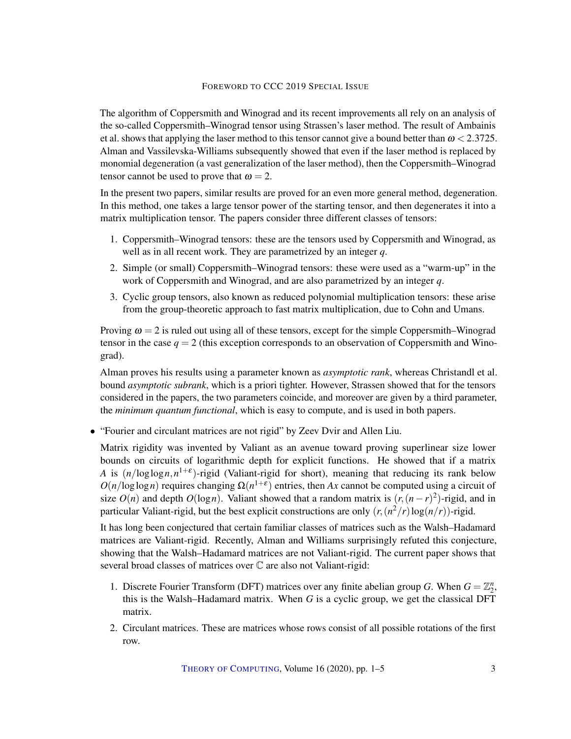The algorithm of Coppersmith and Winograd and its recent improvements all rely on an analysis of the so-called Coppersmith–Winograd tensor using Strassen's laser method. The result of Ambainis et al. shows that applying the laser method to this tensor cannot give a bound better than $\omega < 2.3725$. Alman and Vassilevska-Williams subsequently showed that even if the laser method is replaced by monomial degeneration (a vast generalization of the laser method), then the Coppersmith–Winograd tensor cannot be used to prove that $\omega = 2$.

In the present two papers, similar results are proved for an even more general method, degeneration. In this method, one takes a large tensor power of the starting tensor, and then degenerates it into a matrix multiplication tensor. The papers consider three different classes of tensors:

1. Coppersmith–Winograd tensors: these are the tensors used by Coppersmith and Winograd, as well as in all recent work. They are parametrized by an integer $q$.
2. Simple (or small) Coppersmith–Winograd tensors: these were used as a "warm-up" in the work of Coppersmith and Winograd, and are also parametrized by an integer $q$.
3. Cyclic group tensors, also known as reduced polynomial multiplication tensors: these arise from the group-theoretic approach to fast matrix multiplication, due to Cohn and Umans.

Proving $\omega = 2$ is ruled out using all of these tensors, except for the simple Coppersmith–Winograd tensor in the case $q = 2$ (this exception corresponds to an observation of Coppersmith and Winograd).

Alman proves his results using a parameter known as *asymptotic rank*, whereas Christandl et al. bound *asymptotic subrank*, which is a priori tighter. However, Strassen showed that for the tensors considered in the papers, the two parameters coincide, and moreover are given by a third parameter, the *minimum quantum functional*, which is easy to compute, and is used in both papers.

- "Fourier and circulant matrices are not rigid" by Zeev Dvir and Allen Liu.

  Matrix rigidity was invented by Valiant as an avenue toward proving superlinear size lower bounds on circuits of logarithmic depth for explicit functions. He showed that if a matrix $A$ is $(n/\log\log n, n^{1+\varepsilon})$-rigid (Valiant-rigid for short), meaning that reducing its rank below $O(n/\log\log n)$ requires changing $\Omega(n^{1+\varepsilon})$ entries, then $Ax$ cannot be computed using a circuit of size $O(n)$ and depth $O(\log n)$. Valiant showed that a random matrix is $(r,(n-r)^2)$-rigid, and in particular Valiant-rigid, but the best explicit constructions are only $(r,(n^2/r)\log(n/r))$-rigid.

  It has long been conjectured that certain familiar classes of matrices such as the Walsh–Hadamard matrices are Valiant-rigid. Recently, Alman and Williams surprisingly refuted this conjecture, showing that the Walsh–Hadamard matrices are not Valiant-rigid. The current paper shows that several broad classes of matrices over $\mathbb{C}$ are also not Valiant-rigid:

  1. Discrete Fourier Transform (DFT) matrices over any finite abelian group $G$. When $G = \mathbb{Z}_2^n$, this is the Walsh–Hadamard matrix. When $G$ is a cyclic group, we get the classical DFT matrix.
  2. Circulant matrices. These are matrices whose rows consist of all possible rotations of the first row.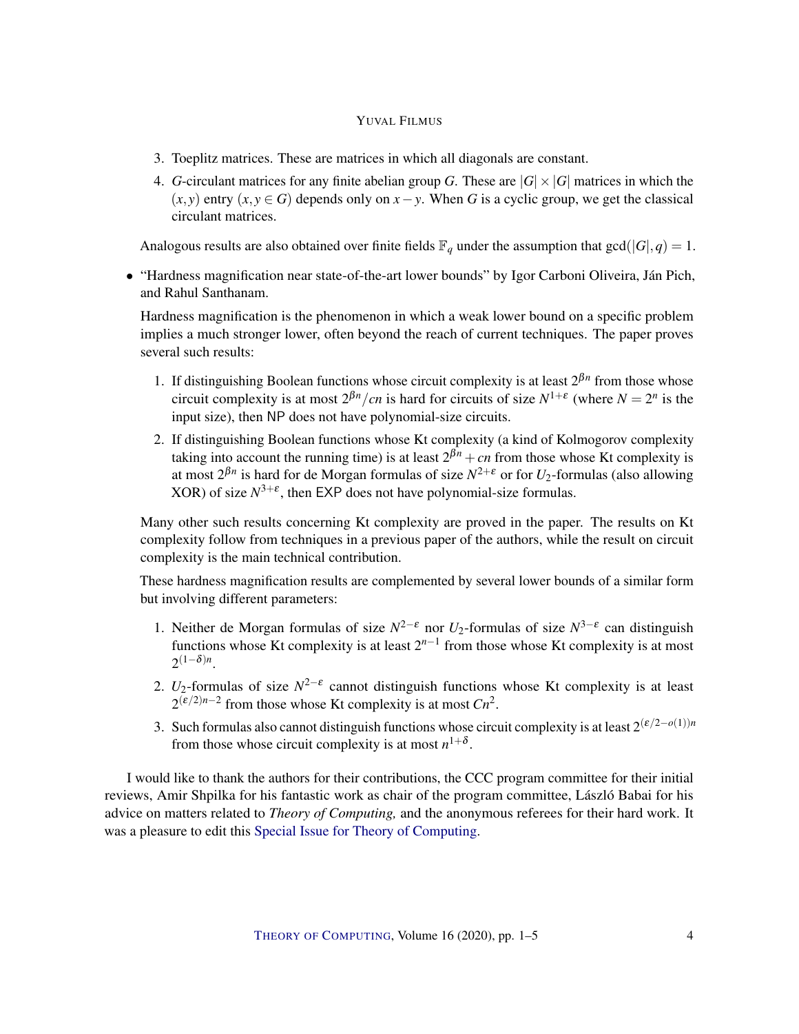3. Toeplitz matrices. These are matrices in which all diagonals are constant.
4. $G$-circulant matrices for any finite abelian group $G$. These are $|G| \times |G|$ matrices in which the $(x, y)$ entry $(x, y \in G)$ depends only on $x - y$. When $G$ is a cyclic group, we get the classical circulant matrices.

Analogous results are also obtained over finite fields $\mathbb{F}_q$ under the assumption that $\gcd(|G|, q) = 1$.

- "Hardness magnification near state-of-the-art lower bounds" by Igor Carboni Oliveira, Ján Pich, and Rahul Santhanam.

  Hardness magnification is the phenomenon in which a weak lower bound on a specific problem implies a much stronger lower, often beyond the reach of current techniques. The paper proves several such results:

  1. If distinguishing Boolean functions whose circuit complexity is at least $2^{\beta n}$ from those whose circuit complexity is at most $2^{\beta n}/cn$ is hard for circuits of size $N^{1+\varepsilon}$ (where $N = 2^n$ is the input size), then $\mathsf{NP}$ does not have polynomial-size circuits.
  2. If distinguishing Boolean functions whose Kt complexity (a kind of Kolmogorov complexity taking into account the running time) is at least $2^{\beta n} + cn$ from those whose Kt complexity is at most $2^{\beta n}$ is hard for de Morgan formulas of size $N^{2+\varepsilon}$ or for $U_2$-formulas (also allowing XOR) of size $N^{3+\varepsilon}$, then $\mathsf{EXP}$ does not have polynomial-size formulas.

  Many other such results concerning Kt complexity are proved in the paper. The results on Kt complexity follow from techniques in a previous paper of the authors, while the result on circuit complexity is the main technical contribution.

  These hardness magnification results are complemented by several lower bounds of a similar form but involving different parameters:

  1. Neither de Morgan formulas of size $N^{2-\varepsilon}$ nor $U_2$-formulas of size $N^{3-\varepsilon}$ can distinguish functions whose Kt complexity is at least $2^{n-1}$ from those whose Kt complexity is at most $2^{(1-\delta)n}$.
  2. $U_2$-formulas of size $N^{2-\varepsilon}$ cannot distinguish functions whose Kt complexity is at least $2^{(\varepsilon/2)n-2}$ from those whose Kt complexity is at most $Cn^2$.
  3. Such formulas also cannot distinguish functions whose circuit complexity is at least $2^{(\varepsilon/2-o(1))n}$ from those whose circuit complexity is at most $n^{1+\delta}$.

I would like to thank the authors for their contributions, the CCC program committee for their initial reviews, Amir Shpilka for his fantastic work as chair of the program committee, László Babai for his advice on matters related to *Theory of Computing,* and the anonymous referees for their hard work. It was a pleasure to edit this Special Issue for Theory of Computing.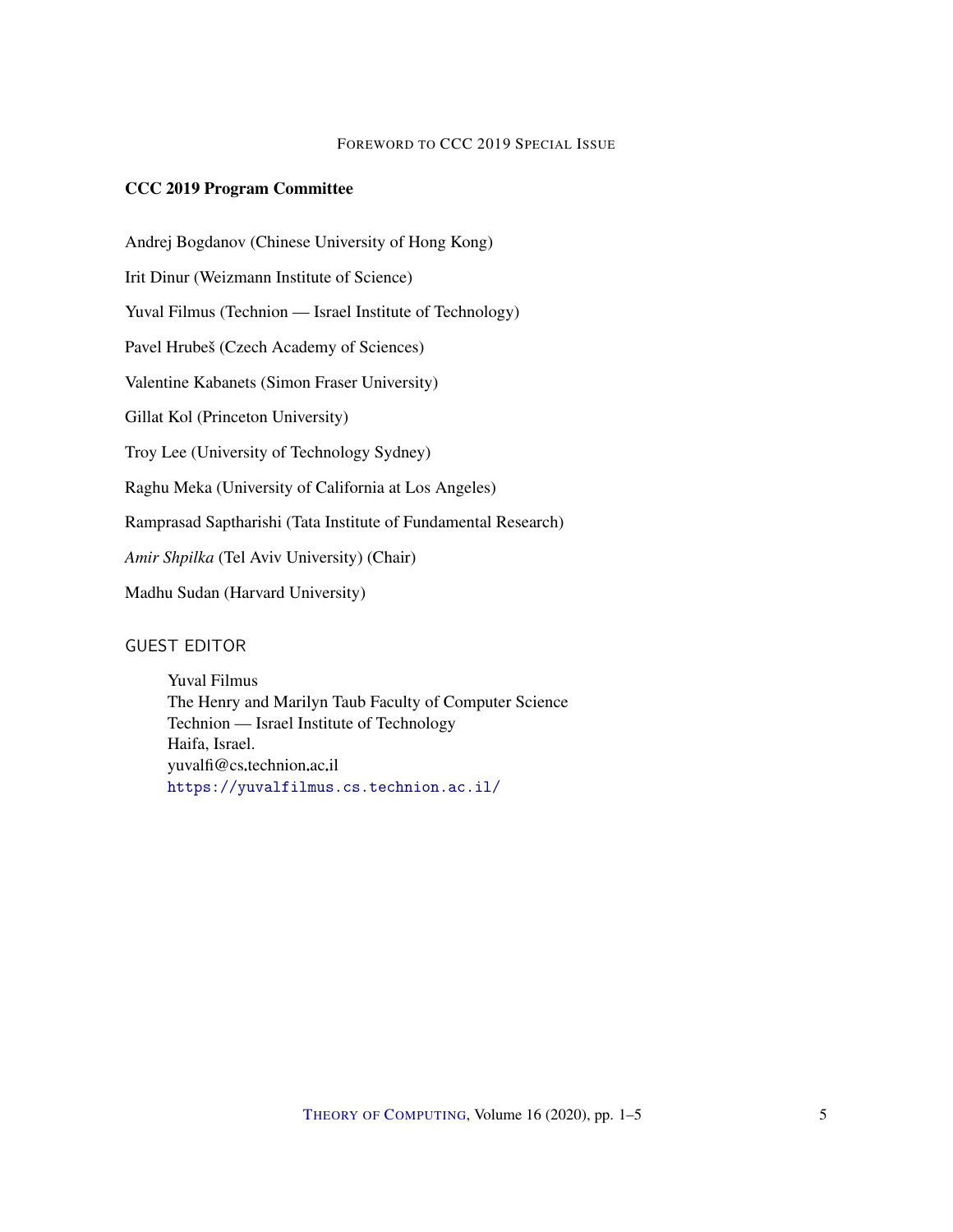### CCC 2019 Program Committee

Andrej Bogdanov (Chinese University of Hong Kong)

Irit Dinur (Weizmann Institute of Science)

Yuval Filmus (Technion — Israel Institute of Technology)

Pavel Hrubeš (Czech Academy of Sciences)

Valentine Kabanets (Simon Fraser University)

Gillat Kol (Princeton University)

Troy Lee (University of Technology Sydney)

Raghu Meka (University of California at Los Angeles)

Ramprasad Saptharishi (Tata Institute of Fundamental Research)

*Amir Shpilka* (Tel Aviv University) (Chair)

Madhu Sudan (Harvard University)

GUEST EDITOR

Yuval Filmus
The Henry and Marilyn Taub Faculty of Computer Science
Technion — Israel Institute of Technology
Haifa, Israel.
yuvalfi@cs.technion.ac.il
https://yuvalfilmus.cs.technion.ac.il/